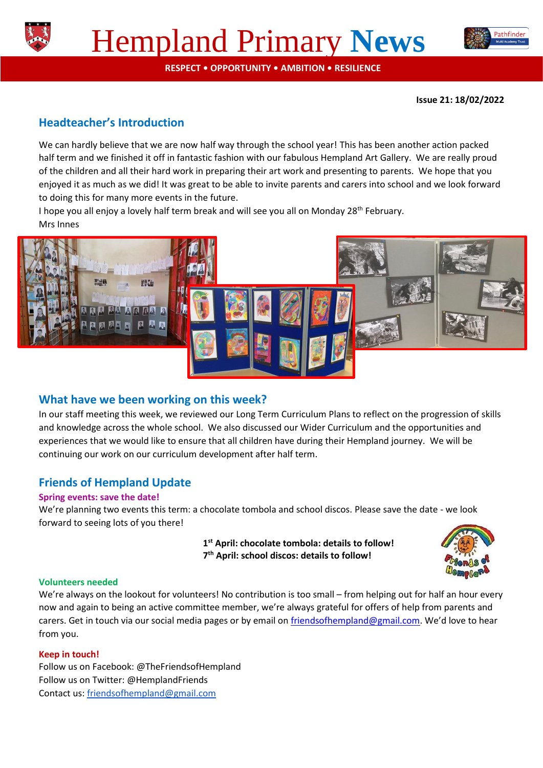# Hempland Primary News

**RESPECT • OPPORTUNITY • AMBITION • RESILIENCE**

**Issue 21: 18/02/2022**

## Headteacher's Introduction

We can hardly believe that we are now half way through the school year! This has been another action packed half term and we finished it off in fantastic fashion with our fabulous Hempland Art Gallery. We are really proud of the children and all their hard work in preparing their art work and presenting to parents. We hope that you enjoyed it as much as we did! It was great to be able to invite parents and carers into school and we look forward to doing this for many more events in the future.

I hope you all enjoy a lovely half term break and will see you all on Monday 28th February.

Mrs Innes

## What have we been working on this week?

In our staff meeting this week, we reviewed our Long Term Curriculum Plans to reflect on the progression of skills and knowledge across the whole school. We also discussed our Wider Curriculum and the opportunities and experiences that we would like to ensure that all children have during their Hempland journey. We will be continuing our work on our curriculum development after half term.

## Friends of Hempland Update

### Spring events: save the date!

We're planning two events this term: a chocolate tombola and school discos. Please save the date - we look forward to seeing lots of you there!

**1st April: chocolate tombola: details to follow!**
**7th April: school discos: details to follow!**

### Volunteers needed

We're always on the lookout for volunteers! No contribution is too small – from helping out for half an hour every now and again to being an active committee member, we're always grateful for offers of help from parents and carers. Get in touch via our social media pages or by email on friendsofhempland@gmail.com. We'd love to hear from you.

### Keep in touch!

Follow us on Facebook: @TheFriendsofHempland
Follow us on Twitter: @HemplandFriends
Contact us: friendsofhempland@gmail.com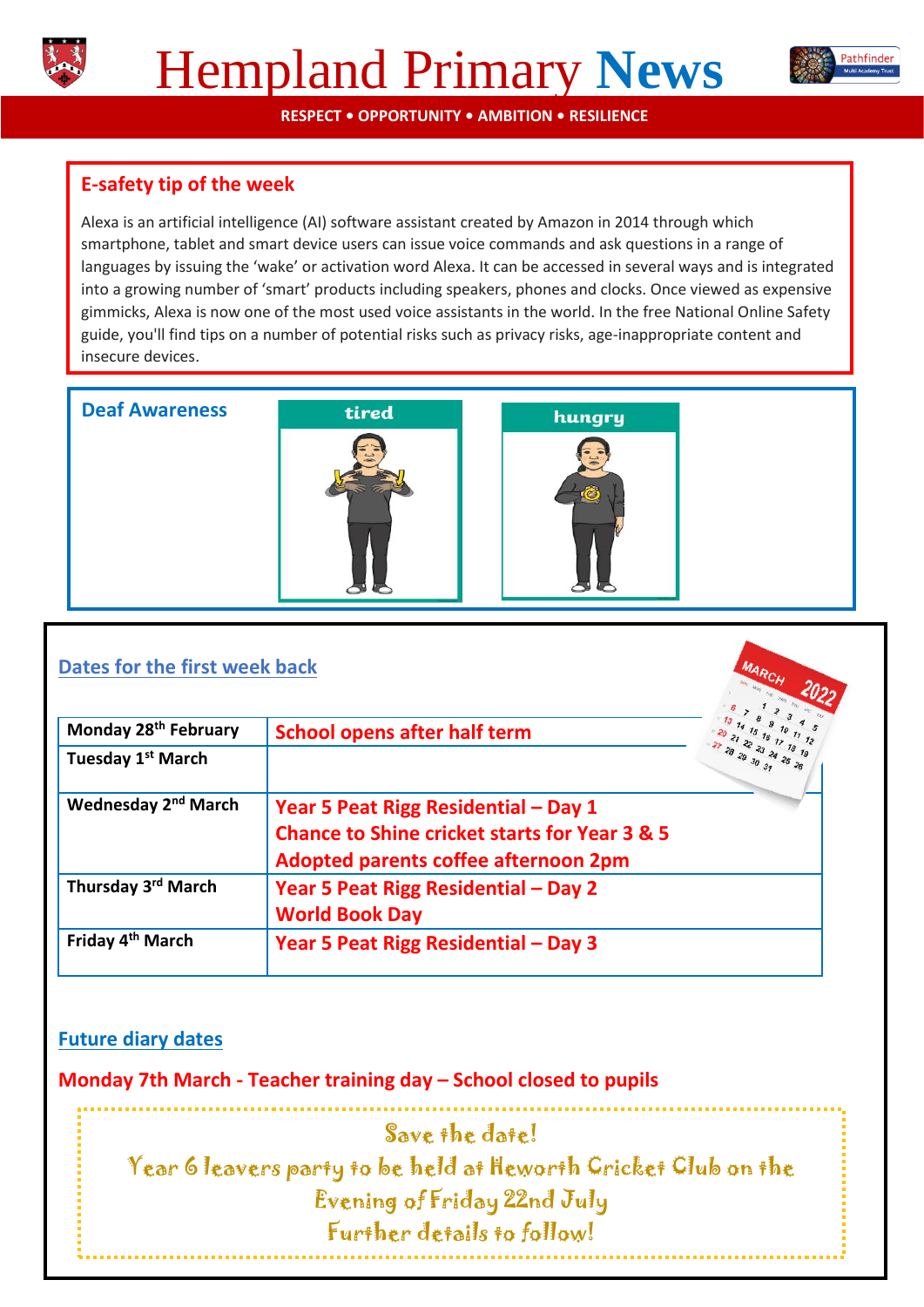# Hempland Primary News

RESPECT • OPPORTUNITY • AMBITION • RESILIENCE

## E-safety tip of the week

Alexa is an artificial intelligence (AI) software assistant created by Amazon in 2014 through which smartphone, tablet and smart device users can issue voice commands and ask questions in a range of languages by issuing the 'wake' or activation word Alexa. It can be accessed in several ways and is integrated into a growing number of 'smart' products including speakers, phones and clocks. Once viewed as expensive gimmicks, Alexa is now one of the most used voice assistants in the world. In the free National Online Safety guide, you'll find tips on a number of potential risks such as privacy risks, age-inappropriate content and insecure devices.

## Deaf Awareness

tired

hungry

## Dates for the first week back

| Day | Event |
|---|---|
| Monday 28th February | School opens after half term |
| Tuesday 1st March | |
| Wednesday 2nd March | Year 5 Peat Rigg Residential – Day 1<br>Chance to Shine cricket starts for Year 3 & 5<br>Adopted parents coffee afternoon 2pm |
| Thursday 3rd March | Year 5 Peat Rigg Residential – Day 2<br>World Book Day |
| Friday 4th March | Year 5 Peat Rigg Residential – Day 3 |

## Future diary dates

**Monday 7th March - Teacher training day – School closed to pupils**

Save the date!
Year 6 leavers party to be held at Heworth Cricket Club on the Evening of Friday 22nd July
Further details to follow!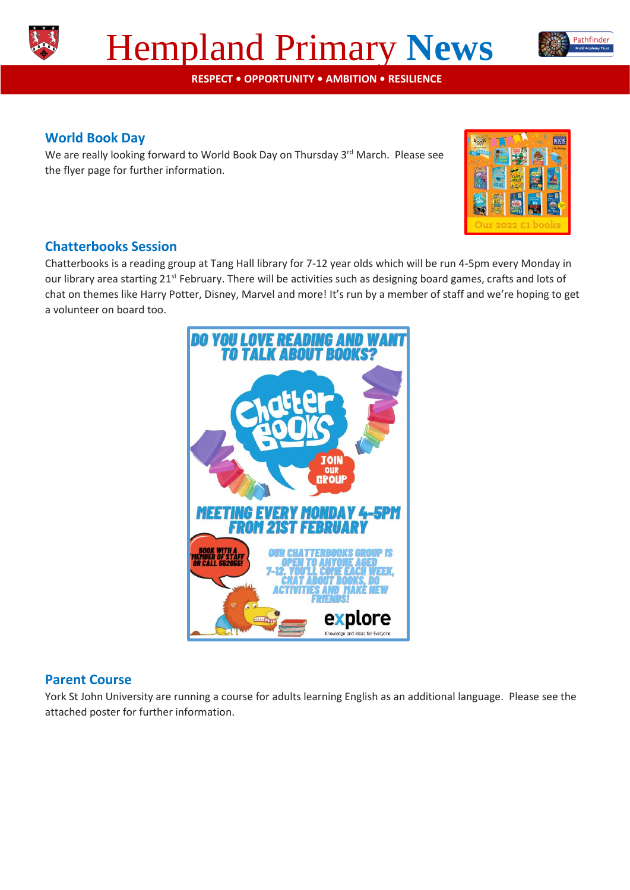# Hempland Primary News

**RESPECT • OPPORTUNITY • AMBITION • RESILIENCE**

## World Book Day

We are really looking forward to World Book Day on Thursday 3rd March. Please see the flyer page for further information.

## Chatterbooks Session

Chatterbooks is a reading group at Tang Hall library for 7-12 year olds which will be run 4-5pm every Monday in our library area starting 21st February. There will be activities such as designing board games, crafts and lots of chat on themes like Harry Potter, Disney, Marvel and more! It's run by a member of staff and we're hoping to get a volunteer on board too.

## Parent Course

York St John University are running a course for adults learning English as an additional language. Please see the attached poster for further information.